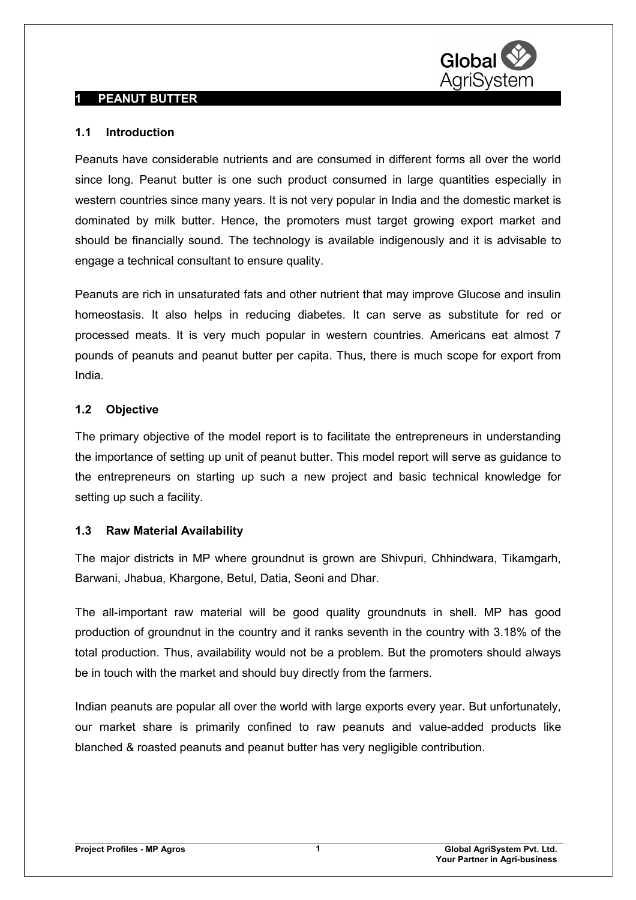# 1 PEANUT BUTTER

## 1.1 Introduction

Peanuts have considerable nutrients and are consumed in different forms all over the world since long. Peanut butter is one such product consumed in large quantities especially in western countries since many years. It is not very popular in India and the domestic market is dominated by milk butter. Hence, the promoters must target growing export market and should be financially sound. The technology is available indigenously and it is advisable to engage a technical consultant to ensure quality.

Peanuts are rich in unsaturated fats and other nutrient that may improve Glucose and insulin homeostasis. It also helps in reducing diabetes. It can serve as substitute for red or processed meats. It is very much popular in western countries. Americans eat almost 7 pounds of peanuts and peanut butter per capita. Thus, there is much scope for export from India.

## 1.2 Objective

The primary objective of the model report is to facilitate the entrepreneurs in understanding the importance of setting up unit of peanut butter. This model report will serve as guidance to the entrepreneurs on starting up such a new project and basic technical knowledge for setting up such a facility.

## 1.3 Raw Material Availability

The major districts in MP where groundnut is grown are Shivpuri, Chhindwara, Tikamgarh, Barwani, Jhabua, Khargone, Betul, Datia, Seoni and Dhar.

The all-important raw material will be good quality groundnuts in shell. MP has good production of groundnut in the country and it ranks seventh in the country with 3.18% of the total production. Thus, availability would not be a problem. But the promoters should always be in touch with the market and should buy directly from the farmers.

Indian peanuts are popular all over the world with large exports every year. But unfortunately, our market share is primarily confined to raw peanuts and value-added products like blanched & roasted peanuts and peanut butter has very negligible contribution.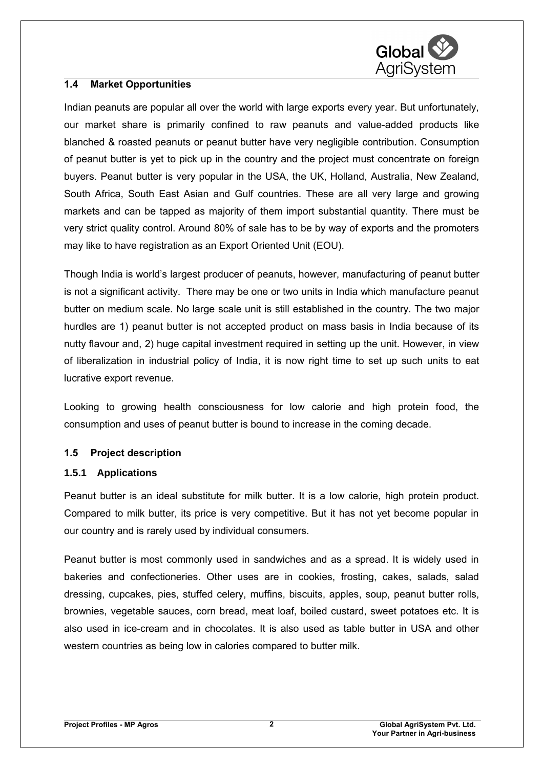## 1.4 Market Opportunities

Indian peanuts are popular all over the world with large exports every year. But unfortunately, our market share is primarily confined to raw peanuts and value-added products like blanched & roasted peanuts or peanut butter have very negligible contribution. Consumption of peanut butter is yet to pick up in the country and the project must concentrate on foreign buyers. Peanut butter is very popular in the USA, the UK, Holland, Australia, New Zealand, South Africa, South East Asian and Gulf countries. These are all very large and growing markets and can be tapped as majority of them import substantial quantity. There must be very strict quality control. Around 80% of sale has to be by way of exports and the promoters may like to have registration as an Export Oriented Unit (EOU).

Though India is world's largest producer of peanuts, however, manufacturing of peanut butter is not a significant activity. There may be one or two units in India which manufacture peanut butter on medium scale. No large scale unit is still established in the country. The two major hurdles are 1) peanut butter is not accepted product on mass basis in India because of its nutty flavour and, 2) huge capital investment required in setting up the unit. However, in view of liberalization in industrial policy of India, it is now right time to set up such units to eat lucrative export revenue.

Looking to growing health consciousness for low calorie and high protein food, the consumption and uses of peanut butter is bound to increase in the coming decade.

## 1.5 Project description

### 1.5.1 Applications

Peanut butter is an ideal substitute for milk butter. It is a low calorie, high protein product. Compared to milk butter, its price is very competitive. But it has not yet become popular in our country and is rarely used by individual consumers.

Peanut butter is most commonly used in sandwiches and as a spread. It is widely used in bakeries and confectioneries. Other uses are in cookies, frosting, cakes, salads, salad dressing, cupcakes, pies, stuffed celery, muffins, biscuits, apples, soup, peanut butter rolls, brownies, vegetable sauces, corn bread, meat loaf, boiled custard, sweet potatoes etc. It is also used in ice-cream and in chocolates. It is also used as table butter in USA and other western countries as being low in calories compared to butter milk.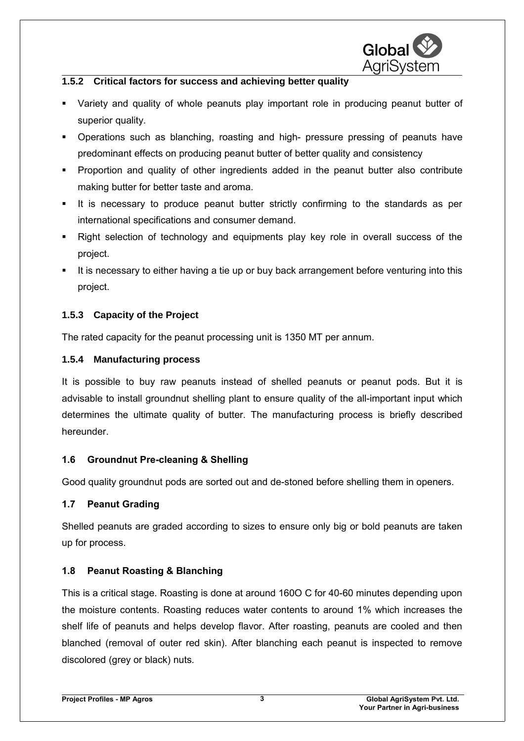### 1.5.2 Critical factors for success and achieving better quality

- Variety and quality of whole peanuts play important role in producing peanut butter of superior quality.
- Operations such as blanching, roasting and high- pressure pressing of peanuts have predominant effects on producing peanut butter of better quality and consistency
- Proportion and quality of other ingredients added in the peanut butter also contribute making butter for better taste and aroma.
- It is necessary to produce peanut butter strictly confirming to the standards as per international specifications and consumer demand.
- Right selection of technology and equipments play key role in overall success of the project.
- It is necessary to either having a tie up or buy back arrangement before venturing into this project.

### 1.5.3 Capacity of the Project

The rated capacity for the peanut processing unit is 1350 MT per annum.

### 1.5.4 Manufacturing process

It is possible to buy raw peanuts instead of shelled peanuts or peanut pods. But it is advisable to install groundnut shelling plant to ensure quality of the all-important input which determines the ultimate quality of butter. The manufacturing process is briefly described hereunder.

## 1.6 Groundnut Pre-cleaning & Shelling

Good quality groundnut pods are sorted out and de-stoned before shelling them in openers.

## 1.7 Peanut Grading

Shelled peanuts are graded according to sizes to ensure only big or bold peanuts are taken up for process.

## 1.8 Peanut Roasting & Blanching

This is a critical stage. Roasting is done at around 160O C for 40-60 minutes depending upon the moisture contents. Roasting reduces water contents to around 1% which increases the shelf life of peanuts and helps develop flavor. After roasting, peanuts are cooled and then blanched (removal of outer red skin). After blanching each peanut is inspected to remove discolored (grey or black) nuts.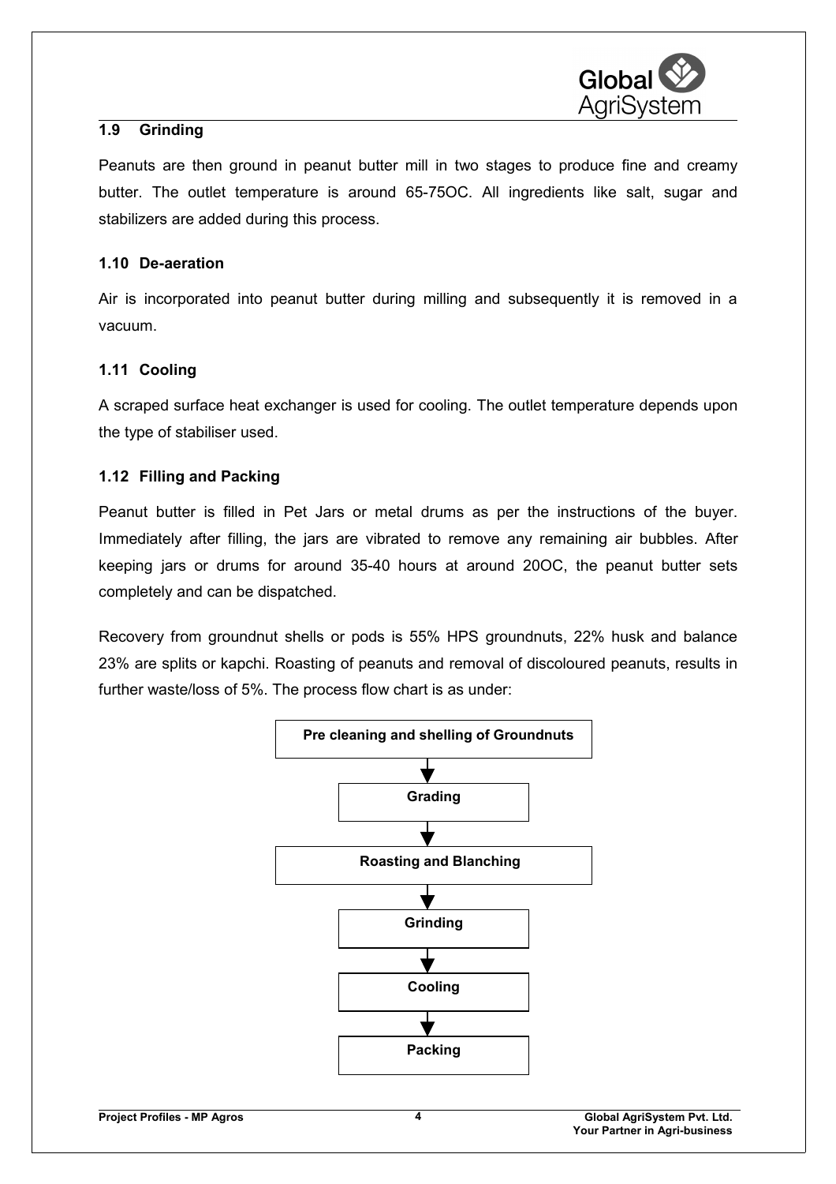## 1.9 Grinding

Peanuts are then ground in peanut butter mill in two stages to produce fine and creamy butter. The outlet temperature is around 65-75OC. All ingredients like salt, sugar and stabilizers are added during this process.

## 1.10 De-aeration

Air is incorporated into peanut butter during milling and subsequently it is removed in a vacuum.

## 1.11 Cooling

A scraped surface heat exchanger is used for cooling. The outlet temperature depends upon the type of stabiliser used.

## 1.12 Filling and Packing

Peanut butter is filled in Pet Jars or metal drums as per the instructions of the buyer. Immediately after filling, the jars are vibrated to remove any remaining air bubbles. After keeping jars or drums for around 35-40 hours at around 20OC, the peanut butter sets completely and can be dispatched.

Recovery from groundnut shells or pods is 55% HPS groundnuts, 22% husk and balance 23% are splits or kapchi. Roasting of peanuts and removal of discoloured peanuts, results in further waste/loss of 5%. The process flow chart is as under:

**Pre cleaning and shelling of Groundnuts**

↓

**Grading**

↓

**Roasting and Blanching**

↓

**Grinding**

↓

**Cooling**

↓

**Packing**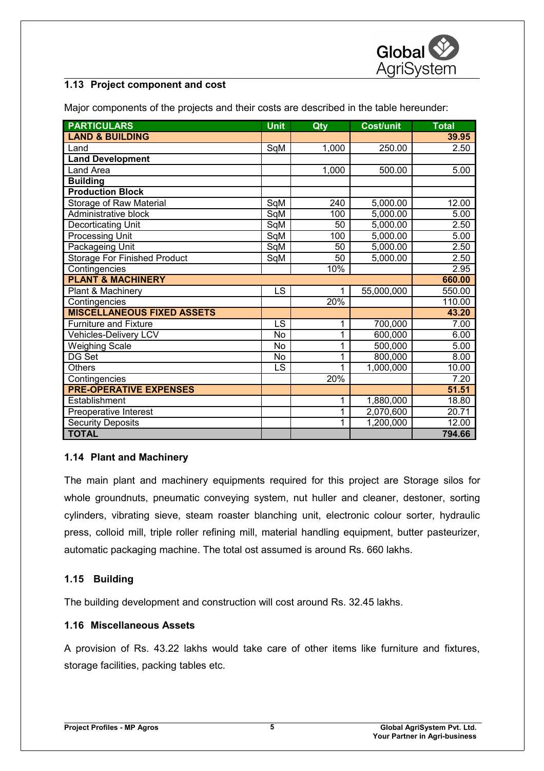### 1.13 Project component and cost

Major components of the projects and their costs are described in the table hereunder:

| PARTICULARS | Unit | Qty | Cost/unit | Total |
|---|---|---|---|---|
| **LAND & BUILDING** | | | | **39.95** |
| Land | SqM | 1,000 | 250.00 | 2.50 |
| **Land Development** | | | | |
| Land Area | | 1,000 | 500.00 | 5.00 |
| **Building** | | | | |
| **Production Block** | | | | |
| Storage of Raw Material | SqM | 240 | 5,000.00 | 12.00 |
| Administrative block | SqM | 100 | 5,000.00 | 5.00 |
| Decorticating Unit | SqM | 50 | 5,000.00 | 2.50 |
| Processing Unit | SqM | 100 | 5,000.00 | 5.00 |
| Packageing Unit | SqM | 50 | 5,000.00 | 2.50 |
| Storage For Finished Product | SqM | 50 | 5,000.00 | 2.50 |
| Contingencies | | 10% | | 2.95 |
| **PLANT & MACHINERY** | | | | **660.00** |
| Plant & Machinery | LS | 1 | 55,000,000 | 550.00 |
| Contingencies | | 20% | | 110.00 |
| **MISCELLANEOUS FIXED ASSETS** | | | | **43.20** |
| Furniture and Fixture | LS | 1 | 700,000 | 7.00 |
| Vehicles-Delivery LCV | No | 1 | 600,000 | 6.00 |
| Weighing Scale | No | 1 | 500,000 | 5.00 |
| DG Set | No | 1 | 800,000 | 8.00 |
| Others | LS | 1 | 1,000,000 | 10.00 |
| Contingencies | | 20% | | 7.20 |
| **PRE-OPERATIVE EXPENSES** | | | | **51.51** |
| Establishment | | 1 | 1,880,000 | 18.80 |
| Preoperative Interest | | 1 | 2,070,600 | 20.71 |
| Security Deposits | | 1 | 1,200,000 | 12.00 |
| **TOTAL** | | | | **794.66** |

### 1.14 Plant and Machinery

The main plant and machinery equipments required for this project are Storage silos for whole groundnuts, pneumatic conveying system, nut huller and cleaner, destoner, sorting cylinders, vibrating sieve, steam roaster blanching unit, electronic colour sorter, hydraulic press, colloid mill, triple roller refining mill, material handling equipment, butter pasteurizer, automatic packaging machine. The total ost assumed is around Rs. 660 lakhs.

### 1.15 Building

The building development and construction will cost around Rs. 32.45 lakhs.

### 1.16 Miscellaneous Assets

A provision of Rs. 43.22 lakhs would take care of other items like furniture and fixtures, storage facilities, packing tables etc.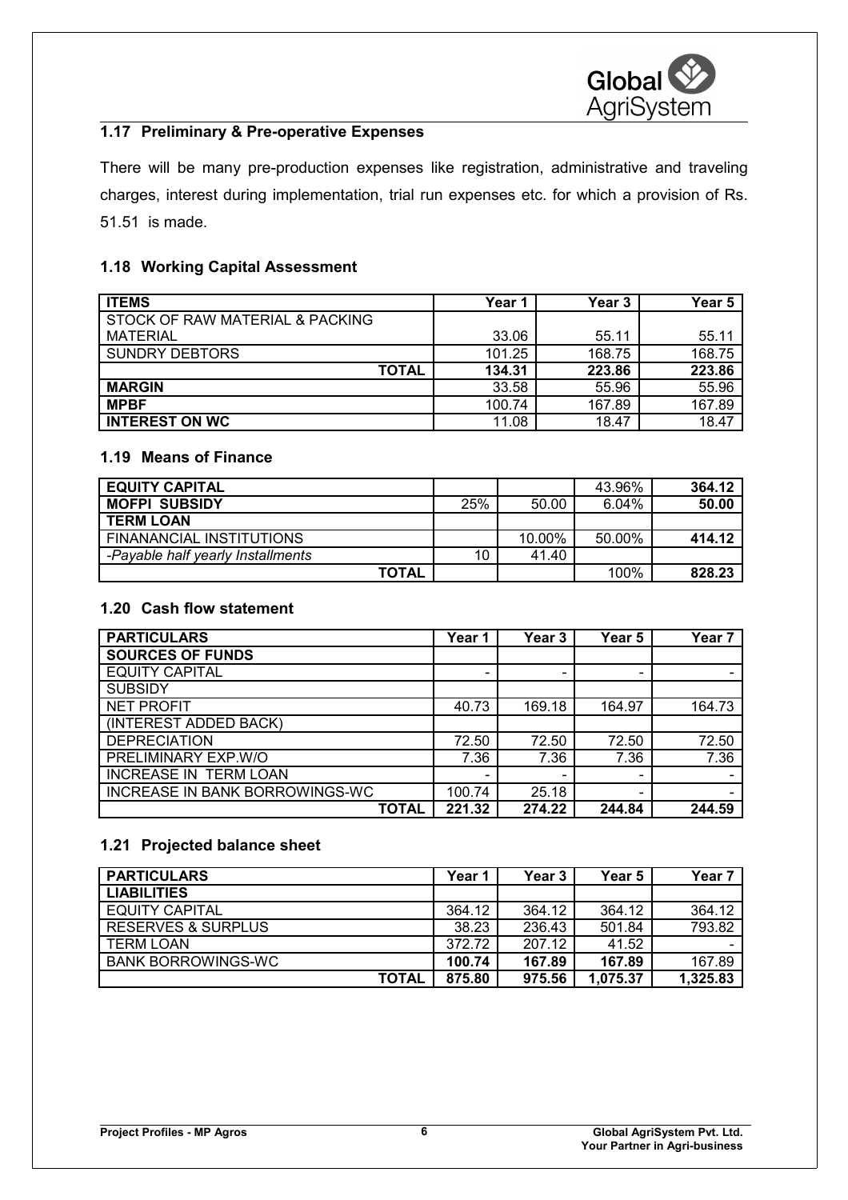### 1.17 Preliminary & Pre-operative Expenses

There will be many pre-production expenses like registration, administrative and traveling charges, interest during implementation, trial run expenses etc. for which a provision of Rs. 51.51 is made.

### 1.18 Working Capital Assessment

| ITEMS | Year 1 | Year 3 | Year 5 |
|---|---|---|---|
| STOCK OF RAW MATERIAL & PACKING MATERIAL | 33.06 | 55.11 | 55.11 |
| SUNDRY DEBTORS | 101.25 | 168.75 | 168.75 |
| **TOTAL** | **134.31** | **223.86** | **223.86** |
| **MARGIN** | 33.58 | 55.96 | 55.96 |
| **MPBF** | 100.74 | 167.89 | 167.89 |
| **INTEREST ON WC** | 11.08 | 18.47 | 18.47 |

### 1.19 Means of Finance

| | | | | |
|---|---|---|---|---|
| **EQUITY CAPITAL** | | | 43.96% | **364.12** |
| **MOFPI SUBSIDY** | 25% | 50.00 | 6.04% | **50.00** |
| **TERM LOAN** | | | | |
| FINANANCIAL INSTITUTIONS | | 10.00% | 50.00% | **414.12** |
| *-Payable half yearly Installments* | 10 | 41.40 | | |
| **TOTAL** | | | 100% | **828.23** |

### 1.20 Cash flow statement

| PARTICULARS | Year 1 | Year 3 | Year 5 | Year 7 |
|---|---|---|---|---|
| **SOURCES OF FUNDS** | | | | |
| EQUITY CAPITAL | - | - | - | - |
| SUBSIDY | | | | |
| NET PROFIT | 40.73 | 169.18 | 164.97 | 164.73 |
| (INTEREST ADDED BACK) | | | | |
| DEPRECIATION | 72.50 | 72.50 | 72.50 | 72.50 |
| PRELIMINARY EXP.W/O | 7.36 | 7.36 | 7.36 | 7.36 |
| INCREASE IN TERM LOAN | - | - | - | - |
| INCREASE IN BANK BORROWINGS-WC | 100.74 | 25.18 | - | - |
| **TOTAL** | **221.32** | **274.22** | **244.84** | **244.59** |

### 1.21 Projected balance sheet

| PARTICULARS | Year 1 | Year 3 | Year 5 | Year 7 |
|---|---|---|---|---|
| **LIABILITIES** | | | | |
| EQUITY CAPITAL | 364.12 | 364.12 | 364.12 | 364.12 |
| RESERVES & SURPLUS | 38.23 | 236.43 | 501.84 | 793.82 |
| TERM LOAN | 372.72 | 207.12 | 41.52 | - |
| BANK BORROWINGS-WC | **100.74** | **167.89** | **167.89** | 167.89 |
| **TOTAL** | **875.80** | **975.56** | **1,075.37** | **1,325.83** |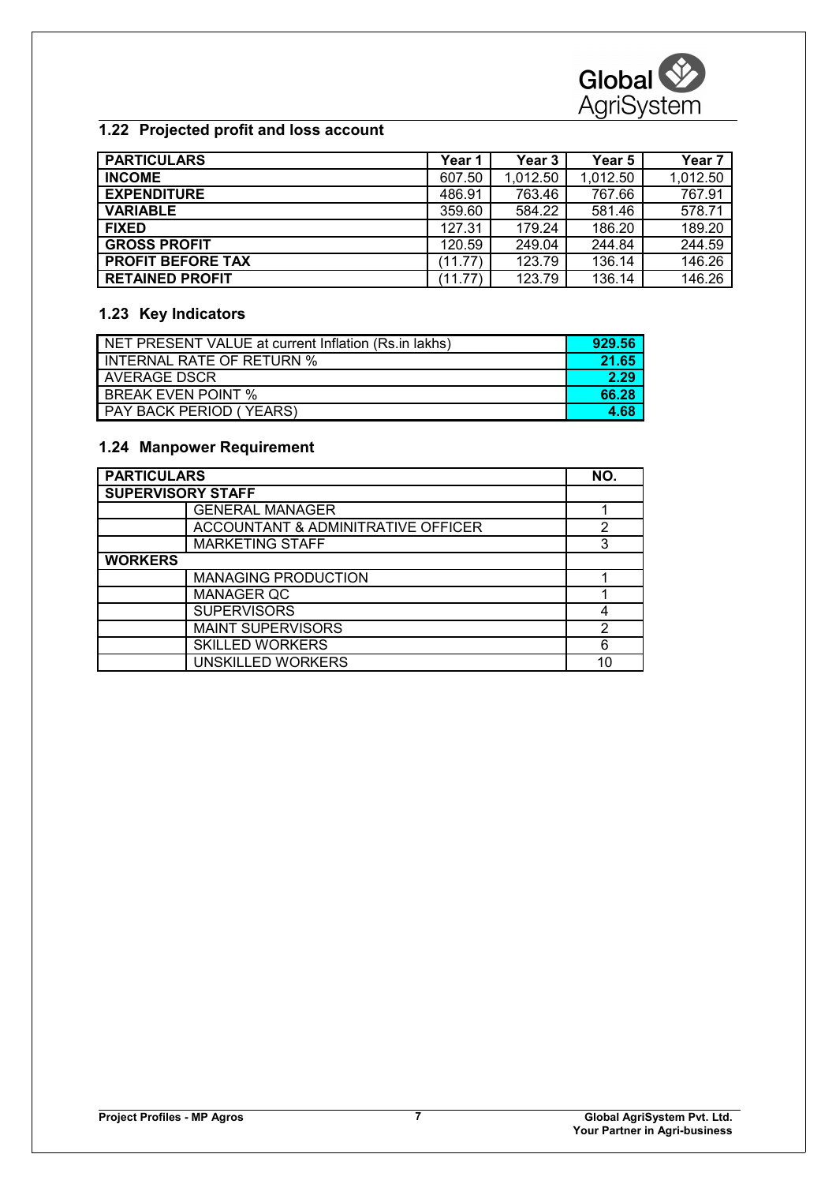## 1.22 Projected profit and loss account

| PARTICULARS | Year 1 | Year 3 | Year 5 | Year 7 |
|---|---|---|---|---|
| **INCOME** | 607.50 | 1,012.50 | 1,012.50 | 1,012.50 |
| **EXPENDITURE** | 486.91 | 763.46 | 767.66 | 767.91 |
| **VARIABLE** | 359.60 | 584.22 | 581.46 | 578.71 |
| **FIXED** | 127.31 | 179.24 | 186.20 | 189.20 |
| **GROSS PROFIT** | 120.59 | 249.04 | 244.84 | 244.59 |
| **PROFIT BEFORE TAX** | (11.77) | 123.79 | 136.14 | 146.26 |
| **RETAINED PROFIT** | (11.77) | 123.79 | 136.14 | 146.26 |

## 1.23 Key Indicators

| Indicator | Value |
|---|---|
| NET PRESENT VALUE at current Inflation (Rs.in lakhs) | **929.56** |
| INTERNAL RATE OF RETURN % | **21.65** |
| AVERAGE DSCR | **2.29** |
| BREAK EVEN POINT % | **66.28** |
| PAY BACK PERIOD ( YEARS) | **4.68** |

## 1.24 Manpower Requirement

| PARTICULARS | | NO. |
|---|---|---|
| **SUPERVISORY STAFF** | | |
| | GENERAL MANAGER | 1 |
| | ACCOUNTANT & ADMINITRATIVE OFFICER | 2 |
| | MARKETING STAFF | 3 |
| **WORKERS** | | |
| | MANAGING PRODUCTION | 1 |
| | MANAGER QC | 1 |
| | SUPERVISORS | 4 |
| | MAINT SUPERVISORS | 2 |
| | SKILLED WORKERS | 6 |
| | UNSKILLED WORKERS | 10 |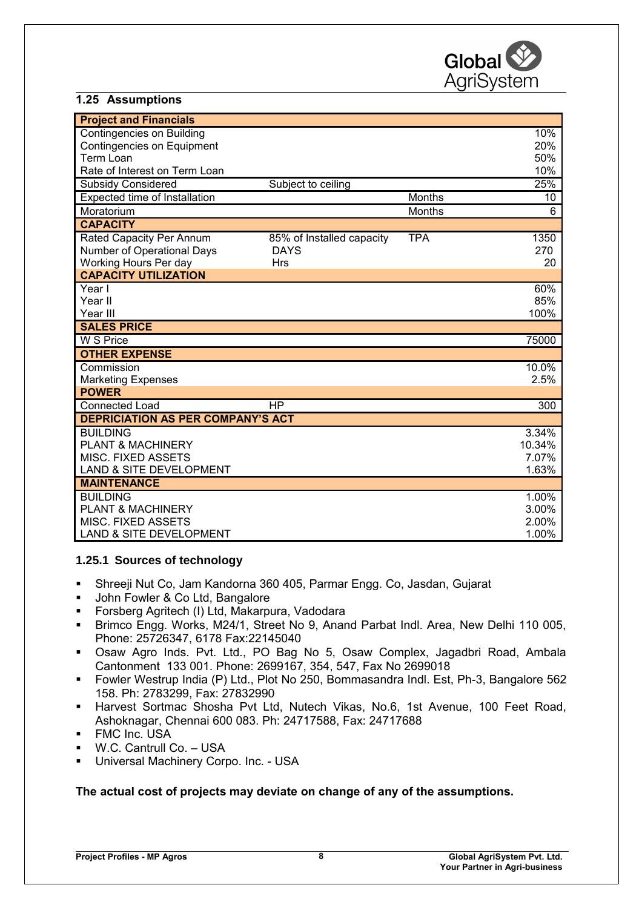### 1.25 Assumptions

| | | | |
|---|---|---|---|
| **Project and Financials** | | | |
| Contingencies on Building | | | 10% |
| Contingencies on Equipment | | | 20% |
| Term Loan | | | 50% |
| Rate of Interest on Term Loan | | | 10% |
| Subsidy Considered | Subject to ceiling | | 25% |
| Expected time of Installation | | Months | 10 |
| Moratorium | | Months | 6 |
| **CAPACITY** | | | |
| Rated Capacity Per Annum | 85% of Installed capacity | TPA | 1350 |
| Number of Operational Days | DAYS | | 270 |
| Working Hours Per day | Hrs | | 20 |
| **CAPACITY UTILIZATION** | | | |
| Year I | | | 60% |
| Year II | | | 85% |
| Year III | | | 100% |
| **SALES PRICE** | | | |
| W S Price | | | 75000 |
| **OTHER EXPENSE** | | | |
| Commission | | | 10.0% |
| Marketing Expenses | | | 2.5% |
| **POWER** | | | |
| Connected Load | HP | | 300 |
| **DEPRICIATION AS PER COMPANY'S ACT** | | | |
| BUILDING | | | 3.34% |
| PLANT & MACHINERY | | | 10.34% |
| MISC. FIXED ASSETS | | | 7.07% |
| LAND & SITE DEVELOPMENT | | | 1.63% |
| **MAINTENANCE** | | | |
| BUILDING | | | 1.00% |
| PLANT & MACHINERY | | | 3.00% |
| MISC. FIXED ASSETS | | | 2.00% |
| LAND & SITE DEVELOPMENT | | | 1.00% |

#### 1.25.1 Sources of technology

- Shreeji Nut Co, Jam Kandorna 360 405, Parmar Engg. Co, Jasdan, Gujarat
- John Fowler & Co Ltd, Bangalore
- Forsberg Agritech (I) Ltd, Makarpura, Vadodara
- Brimco Engg. Works, M24/1, Street No 9, Anand Parbat Indl. Area, New Delhi 110 005, Phone: 25726347, 6178 Fax:22145040
- Osaw Agro Inds. Pvt. Ltd., PO Bag No 5, Osaw Complex, Jagadbri Road, Ambala Cantonment 133 001. Phone: 2699167, 354, 547, Fax No 2699018
- Fowler Westrup India (P) Ltd., Plot No 250, Bommasandra Indl. Est, Ph-3, Bangalore 562 158. Ph: 2783299, Fax: 27832990
- Harvest Sortmac Shosha Pvt Ltd, Nutech Vikas, No.6, 1st Avenue, 100 Feet Road, Ashoknagar, Chennai 600 083. Ph: 24717588, Fax: 24717688
- FMC Inc. USA
- W.C. Cantrull Co. – USA
- Universal Machinery Corpo. Inc. - USA

**The actual cost of projects may deviate on change of any of the assumptions.**